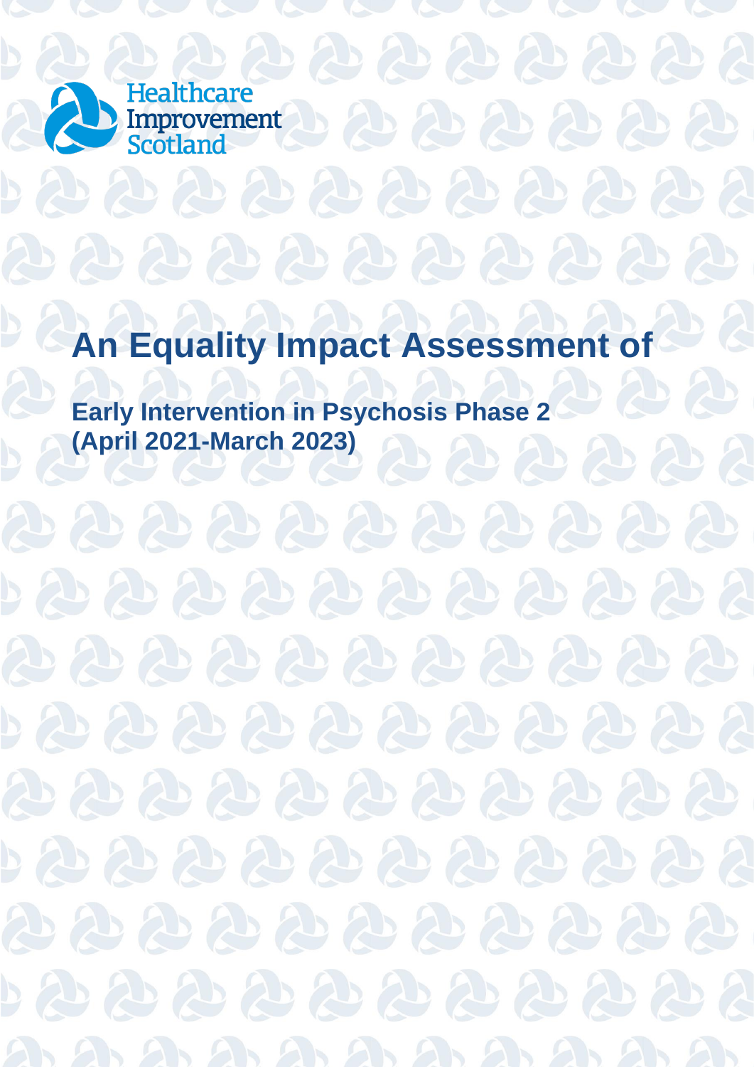Healthcare Improvement Scotland

# An Equality Impact Assessment of

## Early Intervention in Psychosis Phase 2 (April 2021-March 2023)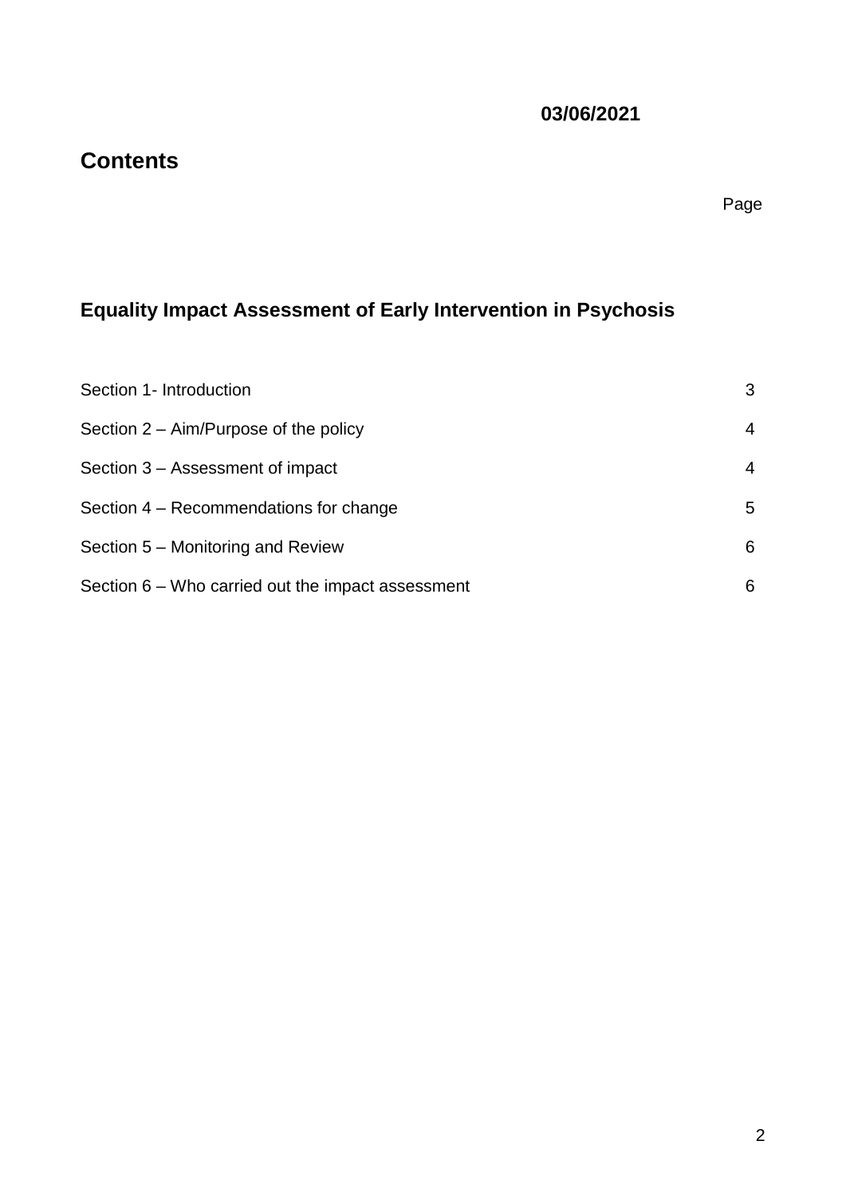**03/06/2021**

# Contents

Page

## Equality Impact Assessment of Early Intervention in Psychosis

| | |
|---|---|
| Section 1- Introduction | 3 |
| Section 2 – Aim/Purpose of the policy | 4 |
| Section 3 – Assessment of impact | 4 |
| Section 4 – Recommendations for change | 5 |
| Section 5 – Monitoring and Review | 6 |
| Section 6 – Who carried out the impact assessment | 6 |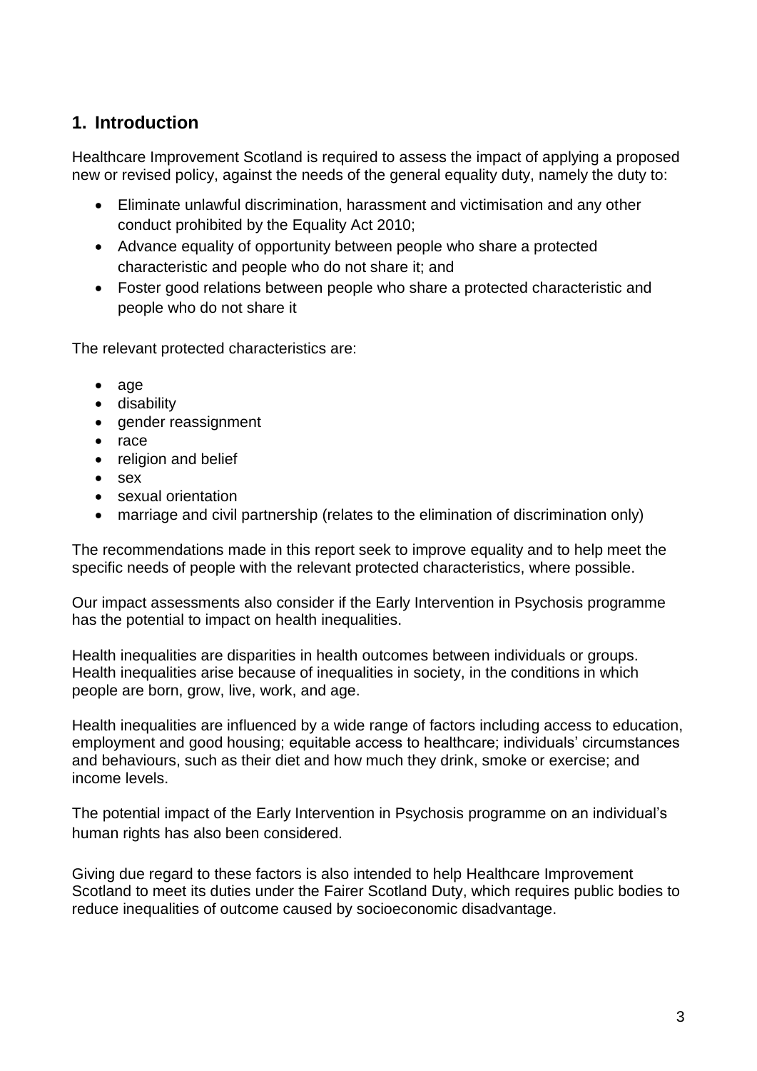## 1. Introduction

Healthcare Improvement Scotland is required to assess the impact of applying a proposed new or revised policy, against the needs of the general equality duty, namely the duty to:

- Eliminate unlawful discrimination, harassment and victimisation and any other conduct prohibited by the Equality Act 2010;
- Advance equality of opportunity between people who share a protected characteristic and people who do not share it; and
- Foster good relations between people who share a protected characteristic and people who do not share it

The relevant protected characteristics are:

- age
- disability
- gender reassignment
- race
- religion and belief
- sex
- sexual orientation
- marriage and civil partnership (relates to the elimination of discrimination only)

The recommendations made in this report seek to improve equality and to help meet the specific needs of people with the relevant protected characteristics, where possible.

Our impact assessments also consider if the Early Intervention in Psychosis programme has the potential to impact on health inequalities.

Health inequalities are disparities in health outcomes between individuals or groups. Health inequalities arise because of inequalities in society, in the conditions in which people are born, grow, live, work, and age.

Health inequalities are influenced by a wide range of factors including access to education, employment and good housing; equitable access to healthcare; individuals' circumstances and behaviours, such as their diet and how much they drink, smoke or exercise; and income levels.

The potential impact of the Early Intervention in Psychosis programme on an individual's human rights has also been considered.

Giving due regard to these factors is also intended to help Healthcare Improvement Scotland to meet its duties under the Fairer Scotland Duty, which requires public bodies to reduce inequalities of outcome caused by socioeconomic disadvantage.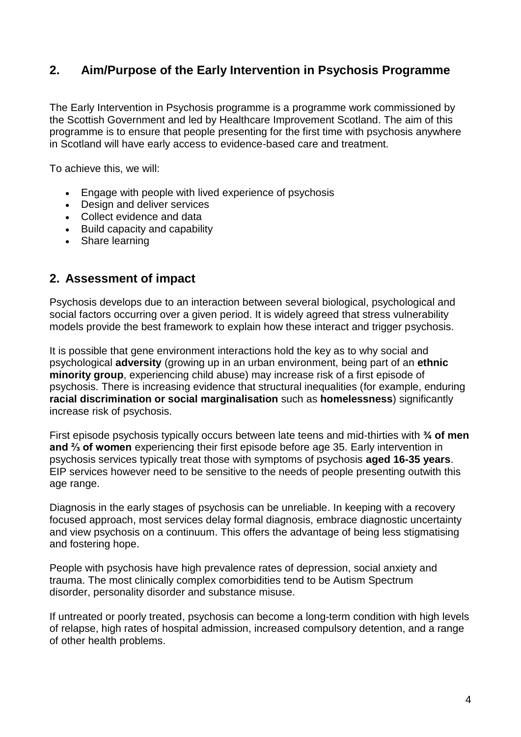## 2. Aim/Purpose of the Early Intervention in Psychosis Programme

The Early Intervention in Psychosis programme is a programme work commissioned by the Scottish Government and led by Healthcare Improvement Scotland. The aim of this programme is to ensure that people presenting for the first time with psychosis anywhere in Scotland will have early access to evidence-based care and treatment.

To achieve this, we will:

- Engage with people with lived experience of psychosis
- Design and deliver services
- Collect evidence and data
- Build capacity and capability
- Share learning

## 2. Assessment of impact

Psychosis develops due to an interaction between several biological, psychological and social factors occurring over a given period. It is widely agreed that stress vulnerability models provide the best framework to explain how these interact and trigger psychosis.

It is possible that gene environment interactions hold the key as to why social and psychological **adversity** (growing up in an urban environment, being part of an **ethnic minority group**, experiencing child abuse) may increase risk of a first episode of psychosis. There is increasing evidence that structural inequalities (for example, enduring **racial discrimination or social marginalisation** such as **homelessness**) significantly increase risk of psychosis.

First episode psychosis typically occurs between late teens and mid-thirties with **¾ of men and ⅔ of women** experiencing their first episode before age 35. Early intervention in psychosis services typically treat those with symptoms of psychosis **aged 16-35 years**. EIP services however need to be sensitive to the needs of people presenting outwith this age range.

Diagnosis in the early stages of psychosis can be unreliable. In keeping with a recovery focused approach, most services delay formal diagnosis, embrace diagnostic uncertainty and view psychosis on a continuum. This offers the advantage of being less stigmatising and fostering hope.

People with psychosis have high prevalence rates of depression, social anxiety and trauma. The most clinically complex comorbidities tend to be Autism Spectrum disorder, personality disorder and substance misuse.

If untreated or poorly treated, psychosis can become a long-term condition with high levels of relapse, high rates of hospital admission, increased compulsory detention, and a range of other health problems.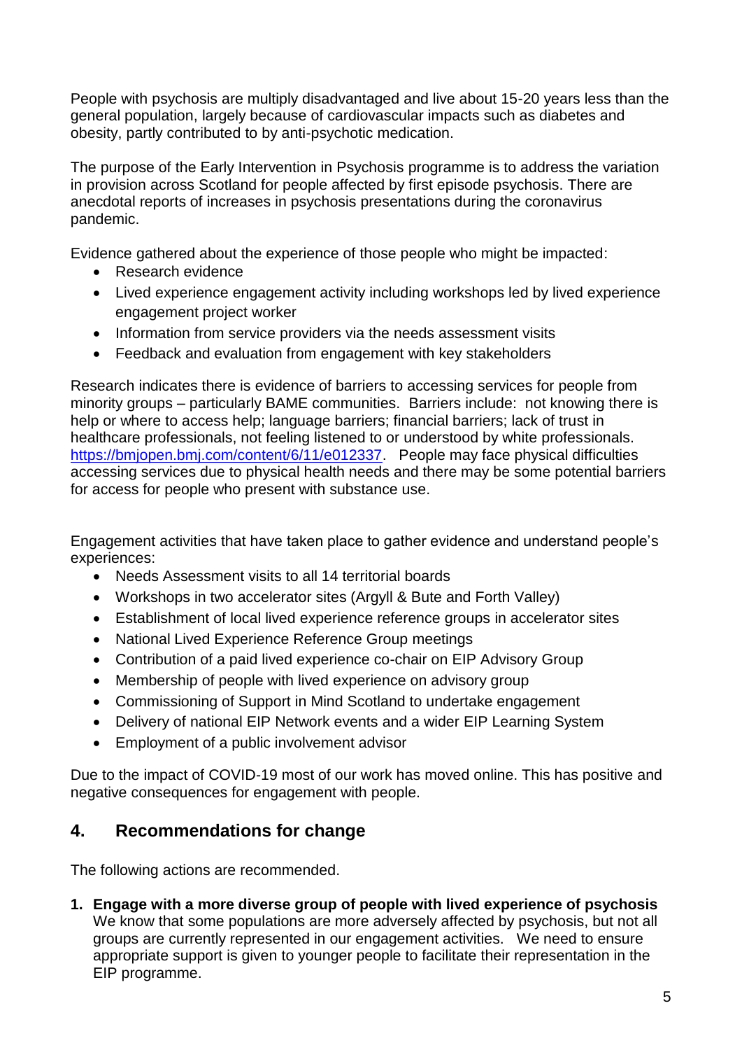People with psychosis are multiply disadvantaged and live about 15-20 years less than the general population, largely because of cardiovascular impacts such as diabetes and obesity, partly contributed to by anti-psychotic medication.

The purpose of the Early Intervention in Psychosis programme is to address the variation in provision across Scotland for people affected by first episode psychosis. There are anecdotal reports of increases in psychosis presentations during the coronavirus pandemic.

Evidence gathered about the experience of those people who might be impacted:

- Research evidence
- Lived experience engagement activity including workshops led by lived experience engagement project worker
- Information from service providers via the needs assessment visits
- Feedback and evaluation from engagement with key stakeholders

Research indicates there is evidence of barriers to accessing services for people from minority groups – particularly BAME communities. Barriers include: not knowing there is help or where to access help; language barriers; financial barriers; lack of trust in healthcare professionals, not feeling listened to or understood by white professionals. https://bmjopen.bmj.com/content/6/11/e012337. People may face physical difficulties accessing services due to physical health needs and there may be some potential barriers for access for people who present with substance use.

Engagement activities that have taken place to gather evidence and understand people's experiences:

- Needs Assessment visits to all 14 territorial boards
- Workshops in two accelerator sites (Argyll & Bute and Forth Valley)
- Establishment of local lived experience reference groups in accelerator sites
- National Lived Experience Reference Group meetings
- Contribution of a paid lived experience co-chair on EIP Advisory Group
- Membership of people with lived experience on advisory group
- Commissioning of Support in Mind Scotland to undertake engagement
- Delivery of national EIP Network events and a wider EIP Learning System
- Employment of a public involvement advisor

Due to the impact of COVID-19 most of our work has moved online. This has positive and negative consequences for engagement with people.

## 4. Recommendations for change

The following actions are recommended.

1. **Engage with a more diverse group of people with lived experience of psychosis**
   We know that some populations are more adversely affected by psychosis, but not all groups are currently represented in our engagement activities. We need to ensure appropriate support is given to younger people to facilitate their representation in the EIP programme.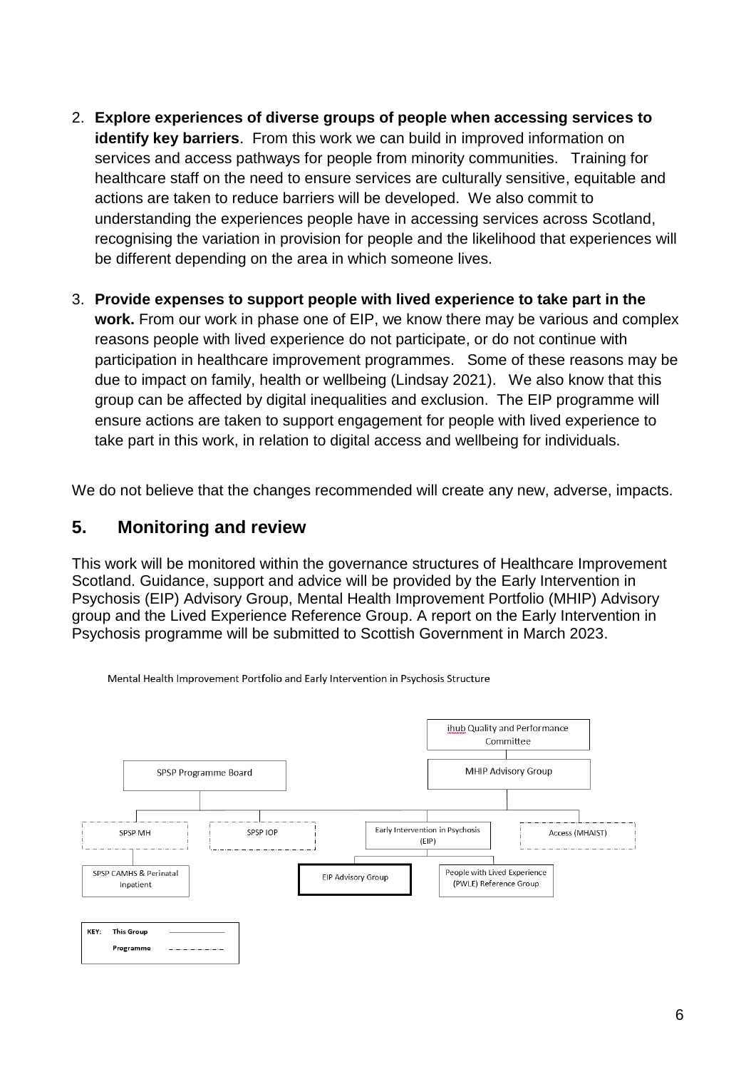2. **Explore experiences of diverse groups of people when accessing services to identify key barriers**. From this work we can build in improved information on services and access pathways for people from minority communities. Training for healthcare staff on the need to ensure services are culturally sensitive, equitable and actions are taken to reduce barriers will be developed. We also commit to understanding the experiences people have in accessing services across Scotland, recognising the variation in provision for people and the likelihood that experiences will be different depending on the area in which someone lives.

3. **Provide expenses to support people with lived experience to take part in the work.** From our work in phase one of EIP, we know there may be various and complex reasons people with lived experience do not participate, or do not continue with participation in healthcare improvement programmes. Some of these reasons may be due to impact on family, health or wellbeing (Lindsay 2021). We also know that this group can be affected by digital inequalities and exclusion. The EIP programme will ensure actions are taken to support engagement for people with lived experience to take part in this work, in relation to digital access and wellbeing for individuals.

We do not believe that the changes recommended will create any new, adverse, impacts.

## 5. Monitoring and review

This work will be monitored within the governance structures of Healthcare Improvement Scotland. Guidance, support and advice will be provided by the Early Intervention in Psychosis (EIP) Advisory Group, Mental Health Improvement Portfolio (MHIP) Advisory group and the Lived Experience Reference Group. A report on the Early Intervention in Psychosis programme will be submitted to Scottish Government in March 2023.

Mental Health Improvement Portfolio and Early Intervention in Psychosis Structure

- ihub Quality and Performance Committee
  - MHIP Advisory Group
- SPSP Programme Board
  - SPSP MH
    - SPSP CAMHS & Perinatal Inpatient
  - SPSP IOP
  - Early Intervention in Psychosis (EIP)
    - EIP Advisory Group
    - People with Lived Experience (PWLE) Reference Group
  - Access (MHAIST)

KEY: This Group (solid line); Programme (dashed line)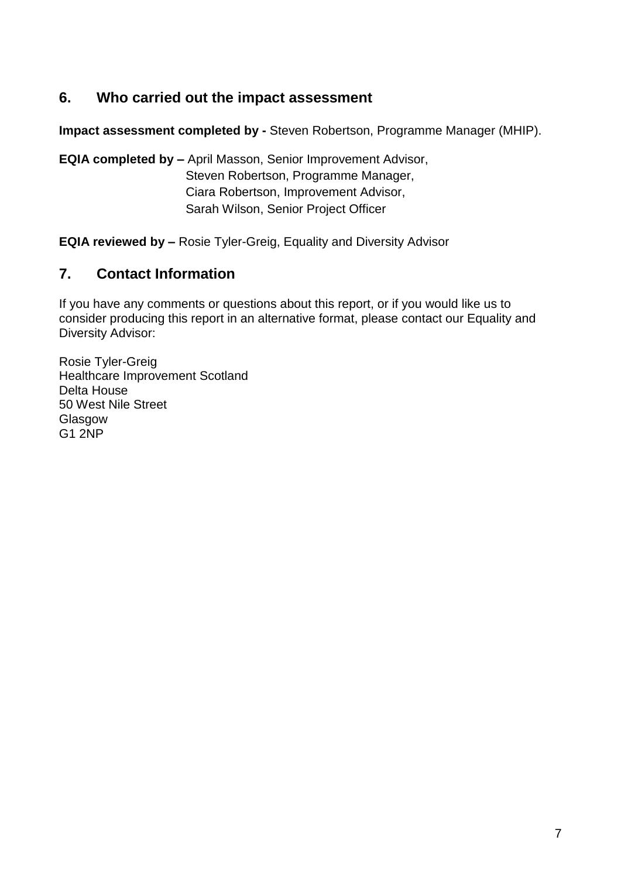## 6. Who carried out the impact assessment

**Impact assessment completed by -** Steven Robertson, Programme Manager (MHIP).

**EQIA completed by –** April Masson, Senior Improvement Advisor,
Steven Robertson, Programme Manager,
Ciara Robertson, Improvement Advisor,
Sarah Wilson, Senior Project Officer

**EQIA reviewed by –** Rosie Tyler-Greig, Equality and Diversity Advisor

## 7. Contact Information

If you have any comments or questions about this report, or if you would like us to consider producing this report in an alternative format, please contact our Equality and Diversity Advisor:

Rosie Tyler-Greig
Healthcare Improvement Scotland
Delta House
50 West Nile Street
Glasgow
G1 2NP